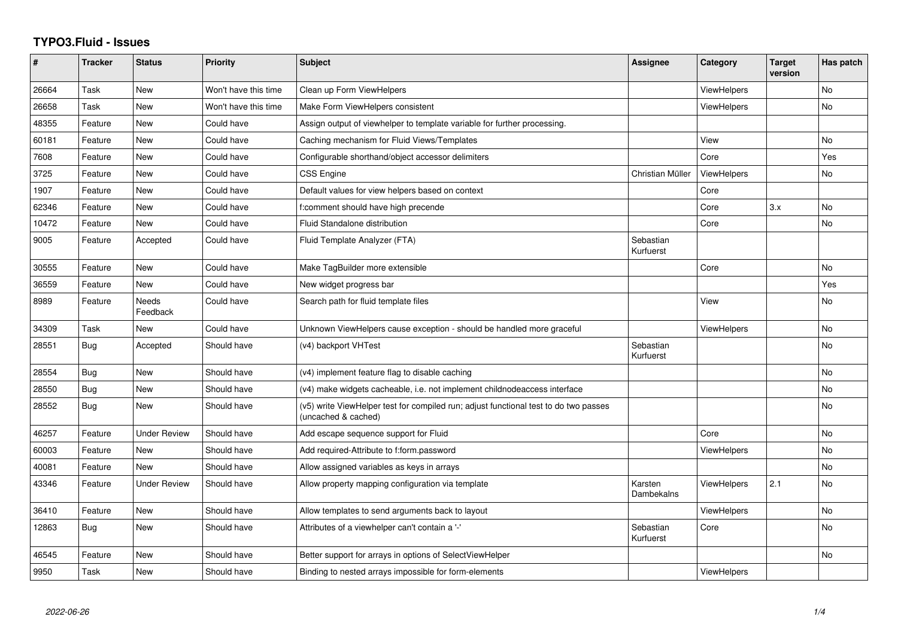# TYPO3.Fluid - Issues

| # | Tracker | Status | Priority | Subject | Assignee | Category | Target version | Has patch |
|---|---|---|---|---|---|---|---|---|
| 26664 | Task | New | Won't have this time | Clean up Form ViewHelpers | | ViewHelpers | | No |
| 26658 | Task | New | Won't have this time | Make Form ViewHelpers consistent | | ViewHelpers | | No |
| 48355 | Feature | New | Could have | Assign output of viewhelper to template variable for further processing. | | | | |
| 60181 | Feature | New | Could have | Caching mechanism for Fluid Views/Templates | | View | | No |
| 7608 | Feature | New | Could have | Configurable shorthand/object accessor delimiters | | Core | | Yes |
| 3725 | Feature | New | Could have | CSS Engine | Christian Müller | ViewHelpers | | No |
| 1907 | Feature | New | Could have | Default values for view helpers based on context | | Core | | |
| 62346 | Feature | New | Could have | f:comment should have high precende | | Core | 3.x | No |
| 10472 | Feature | New | Could have | Fluid Standalone distribution | | Core | | No |
| 9005 | Feature | Accepted | Could have | Fluid Template Analyzer (FTA) | Sebastian Kurfuerst | | | |
| 30555 | Feature | New | Could have | Make TagBuilder more extensible | | Core | | No |
| 36559 | Feature | New | Could have | New widget progress bar | | | | Yes |
| 8989 | Feature | Needs Feedback | Could have | Search path for fluid template files | | View | | No |
| 34309 | Task | New | Could have | Unknown ViewHelpers cause exception - should be handled more graceful | | ViewHelpers | | No |
| 28551 | Bug | Accepted | Should have | (v4) backport VHTest | Sebastian Kurfuerst | | | No |
| 28554 | Bug | New | Should have | (v4) implement feature flag to disable caching | | | | No |
| 28550 | Bug | New | Should have | (v4) make widgets cacheable, i.e. not implement childnodeaccess interface | | | | No |
| 28552 | Bug | New | Should have | (v5) write ViewHelper test for compiled run; adjust functional test to do two passes (uncached & cached) | | | | No |
| 46257 | Feature | Under Review | Should have | Add escape sequence support for Fluid | | Core | | No |
| 60003 | Feature | New | Should have | Add required-Attribute to f:form.password | | ViewHelpers | | No |
| 40081 | Feature | New | Should have | Allow assigned variables as keys in arrays | | | | No |
| 43346 | Feature | Under Review | Should have | Allow property mapping configuration via template | Karsten Dambekalns | ViewHelpers | 2.1 | No |
| 36410 | Feature | New | Should have | Allow templates to send arguments back to layout | | ViewHelpers | | No |
| 12863 | Bug | New | Should have | Attributes of a viewhelper can't contain a '-' | Sebastian Kurfuerst | Core | | No |
| 46545 | Feature | New | Should have | Better support for arrays in options of SelectViewHelper | | | | No |
| 9950 | Task | New | Should have | Binding to nested arrays impossible for form-elements | | ViewHelpers | | |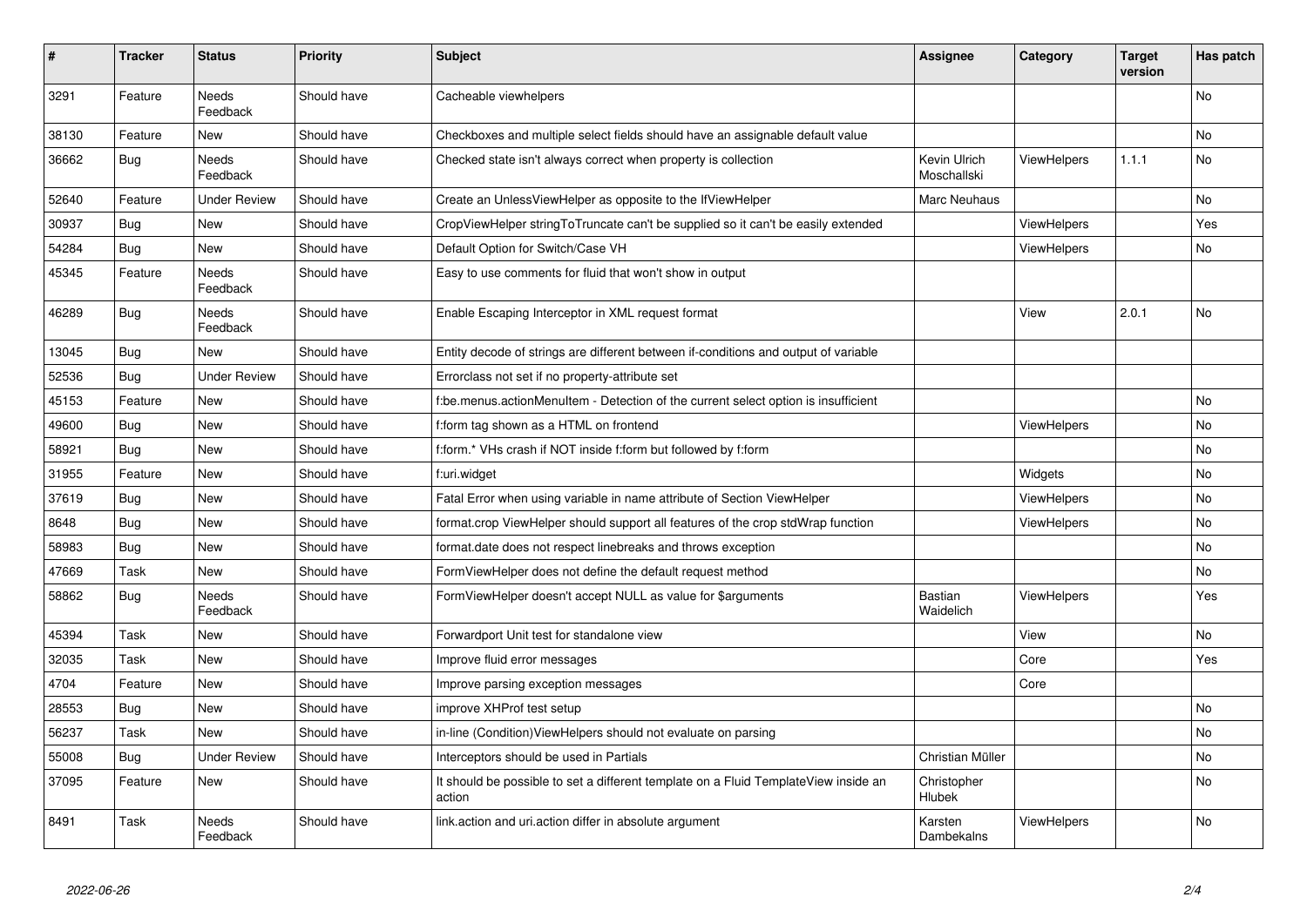| # | Tracker | Status | Priority | Subject | Assignee | Category | Target version | Has patch |
|---|---|---|---|---|---|---|---|---|
| 3291 | Feature | Needs Feedback | Should have | Cacheable viewhelpers | | | | No |
| 38130 | Feature | New | Should have | Checkboxes and multiple select fields should have an assignable default value | | | | No |
| 36662 | Bug | Needs Feedback | Should have | Checked state isn't always correct when property is collection | Kevin Ulrich Moschallski | ViewHelpers | 1.1.1 | No |
| 52640 | Feature | Under Review | Should have | Create an UnlessViewHelper as opposite to the IfViewHelper | Marc Neuhaus | | | No |
| 30937 | Bug | New | Should have | CropViewHelper stringToTruncate can't be supplied so it can't be easily extended | | ViewHelpers | | Yes |
| 54284 | Bug | New | Should have | Default Option for Switch/Case VH | | ViewHelpers | | No |
| 45345 | Feature | Needs Feedback | Should have | Easy to use comments for fluid that won't show in output | | | | |
| 46289 | Bug | Needs Feedback | Should have | Enable Escaping Interceptor in XML request format | | View | 2.0.1 | No |
| 13045 | Bug | New | Should have | Entity decode of strings are different between if-conditions and output of variable | | | | |
| 52536 | Bug | Under Review | Should have | Errorclass not set if no property-attribute set | | | | |
| 45153 | Feature | New | Should have | f:be.menus.actionMenuItem - Detection of the current select option is insufficient | | | | No |
| 49600 | Bug | New | Should have | f:form tag shown as a HTML on frontend | | ViewHelpers | | No |
| 58921 | Bug | New | Should have | f:form.* VHs crash if NOT inside f:form but followed by f:form | | | | No |
| 31955 | Feature | New | Should have | f:uri.widget | | Widgets | | No |
| 37619 | Bug | New | Should have | Fatal Error when using variable in name attribute of Section ViewHelper | | ViewHelpers | | No |
| 8648 | Bug | New | Should have | format.crop ViewHelper should support all features of the crop stdWrap function | | ViewHelpers | | No |
| 58983 | Bug | New | Should have | format.date does not respect linebreaks and throws exception | | | | No |
| 47669 | Task | New | Should have | FormViewHelper does not define the default request method | | | | No |
| 58862 | Bug | Needs Feedback | Should have | FormViewHelper doesn't accept NULL as value for $arguments | Bastian Waidelich | ViewHelpers | | Yes |
| 45394 | Task | New | Should have | Forwardport Unit test for standalone view | | View | | No |
| 32035 | Task | New | Should have | Improve fluid error messages | | Core | | Yes |
| 4704 | Feature | New | Should have | Improve parsing exception messages | | Core | | |
| 28553 | Bug | New | Should have | improve XHProf test setup | | | | No |
| 56237 | Task | New | Should have | in-line (Condition)ViewHelpers should not evaluate on parsing | | | | No |
| 55008 | Bug | Under Review | Should have | Interceptors should be used in Partials | Christian Müller | | | No |
| 37095 | Feature | New | Should have | It should be possible to set a different template on a Fluid TemplateView inside an action | Christopher Hlubek | | | No |
| 8491 | Task | Needs Feedback | Should have | link.action and uri.action differ in absolute argument | Karsten Dambekalns | ViewHelpers | | No |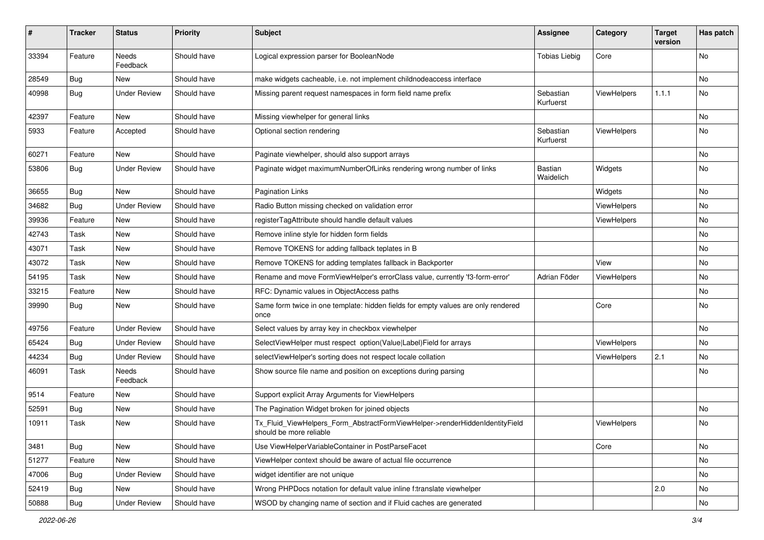| # | Tracker | Status | Priority | Subject | Assignee | Category | Target version | Has patch |
|---|---|---|---|---|---|---|---|---|
| 33394 | Feature | Needs Feedback | Should have | Logical expression parser for BooleanNode | Tobias Liebig | Core | | No |
| 28549 | Bug | New | Should have | make widgets cacheable, i.e. not implement childnodeaccess interface | | | | No |
| 40998 | Bug | Under Review | Should have | Missing parent request namespaces in form field name prefix | Sebastian Kurfuerst | ViewHelpers | 1.1.1 | No |
| 42397 | Feature | New | Should have | Missing viewhelper for general links | | | | No |
| 5933 | Feature | Accepted | Should have | Optional section rendering | Sebastian Kurfuerst | ViewHelpers | | No |
| 60271 | Feature | New | Should have | Paginate viewhelper, should also support arrays | | | | No |
| 53806 | Bug | Under Review | Should have | Paginate widget maximumNumberOfLinks rendering wrong number of links | Bastian Waidelich | Widgets | | No |
| 36655 | Bug | New | Should have | Pagination Links | | Widgets | | No |
| 34682 | Bug | Under Review | Should have | Radio Button missing checked on validation error | | ViewHelpers | | No |
| 39936 | Feature | New | Should have | registerTagAttribute should handle default values | | ViewHelpers | | No |
| 42743 | Task | New | Should have | Remove inline style for hidden form fields | | | | No |
| 43071 | Task | New | Should have | Remove TOKENS for adding fallback teplates in B | | | | No |
| 43072 | Task | New | Should have | Remove TOKENS for adding templates fallback in Backporter | | View | | No |
| 54195 | Task | New | Should have | Rename and move FormViewHelper's errorClass value, currently 'f3-form-error' | Adrian Föder | ViewHelpers | | No |
| 33215 | Feature | New | Should have | RFC: Dynamic values in ObjectAccess paths | | | | No |
| 39990 | Bug | New | Should have | Same form twice in one template: hidden fields for empty values are only rendered once | | Core | | No |
| 49756 | Feature | Under Review | Should have | Select values by array key in checkbox viewhelper | | | | No |
| 65424 | Bug | Under Review | Should have | SelectViewHelper must respect option(Value\|Label)Field for arrays | | ViewHelpers | | No |
| 44234 | Bug | Under Review | Should have | selectViewHelper's sorting does not respect locale collation | | ViewHelpers | 2.1 | No |
| 46091 | Task | Needs Feedback | Should have | Show source file name and position on exceptions during parsing | | | | No |
| 9514 | Feature | New | Should have | Support explicit Array Arguments for ViewHelpers | | | | |
| 52591 | Bug | New | Should have | The Pagination Widget broken for joined objects | | | | No |
| 10911 | Task | New | Should have | Tx_Fluid_ViewHelpers_Form_AbstractFormViewHelper->renderHiddenIdentityField should be more reliable | | ViewHelpers | | No |
| 3481 | Bug | New | Should have | Use ViewHelperVariableContainer in PostParseFacet | | Core | | No |
| 51277 | Feature | New | Should have | ViewHelper context should be aware of actual file occurrence | | | | No |
| 47006 | Bug | Under Review | Should have | widget identifier are not unique | | | | No |
| 52419 | Bug | New | Should have | Wrong PHPDocs notation for default value inline f:translate viewhelper | | | 2.0 | No |
| 50888 | Bug | Under Review | Should have | WSOD by changing name of section and if Fluid caches are generated | | | | No |

*2022-06-26*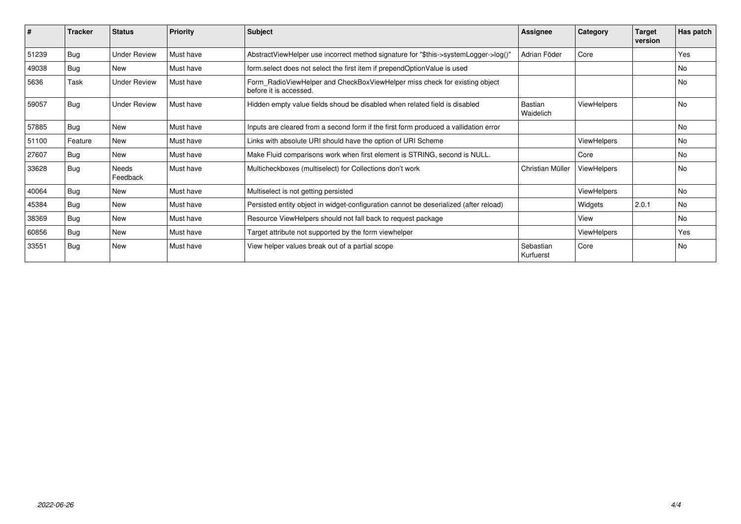| # | Tracker | Status | Priority | Subject | Assignee | Category | Target version | Has patch |
|---|---|---|---|---|---|---|---|---|
| 51239 | Bug | Under Review | Must have | AbstractViewHelper use incorrect method signature for "$this->systemLogger->log()" | Adrian Föder | Core | | Yes |
| 49038 | Bug | New | Must have | form.select does not select the first item if prependOptionValue is used | | | | No |
| 5636 | Task | Under Review | Must have | Form_RadioViewHelper and CheckBoxViewHelper miss check for existing object before it is accessed. | | | | No |
| 59057 | Bug | Under Review | Must have | Hidden empty value fields shoud be disabled when related field is disabled | Bastian Waidelich | ViewHelpers | | No |
| 57885 | Bug | New | Must have | Inputs are cleared from a second form if the first form produced a vallidation error | | | | No |
| 51100 | Feature | New | Must have | Links with absolute URI should have the option of URI Scheme | | ViewHelpers | | No |
| 27607 | Bug | New | Must have | Make Fluid comparisons work when first element is STRING, second is NULL. | | Core | | No |
| 33628 | Bug | Needs Feedback | Must have | Multicheckboxes (multiselect) for Collections don't work | Christian Müller | ViewHelpers | | No |
| 40064 | Bug | New | Must have | Multiselect is not getting persisted | | ViewHelpers | | No |
| 45384 | Bug | New | Must have | Persisted entity object in widget-configuration cannot be deserialized (after reload) | | Widgets | 2.0.1 | No |
| 38369 | Bug | New | Must have | Resource ViewHelpers should not fall back to request package | | View | | No |
| 60856 | Bug | New | Must have | Target attribute not supported by the form viewhelper | | ViewHelpers | | Yes |
| 33551 | Bug | New | Must have | View helper values break out of a partial scope | Sebastian Kurfuerst | Core | | No |

*2022-06-26*